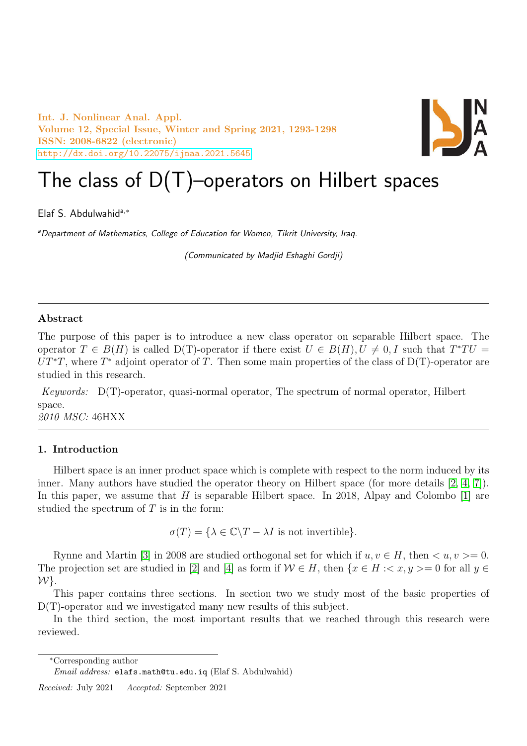# The class of D(T)–operators on Hilbert spaces

Elaf S. Abdulwahid[a,*]

[a] *Department of Mathematics, College of Education for Women, Tikrit University, Iraq.*

*(Communicated by Madjid Eshaghi Gordji)*

---

### Abstract

The purpose of this paper is to introduce a new class operator on separable Hilbert space. The operator $T \in B(H)$ is called D(T)-operator if there exist $U \in B(H), U \neq 0, I$ such that $T^*TU = UT^*T$, where $T^*$ adjoint operator of $T$. Then some main properties of the class of D(T)-operator are studied in this research.

*Keywords:* D(T)-operator, quasi-normal operator, The spectrum of normal operator, Hilbert space.

*2010 MSC:* 46HXX

---

## 1. Introduction

Hilbert space is an inner product space which is complete with respect to the norm induced by its inner. Many authors have studied the operator theory on Hilbert space (for more details [2, 4, 7]). In this paper, we assume that $H$ is separable Hilbert space. In 2018, Alpay and Colombo [1] are studied the spectrum of $T$ is in the form:

$$\sigma(T) = \{\lambda \in \mathbb{C} \backslash T - \lambda I \text{ is not invertible}\}.$$

Rynne and Martin [3] in 2008 are studied orthogonal set for which if $u, v \in H$, then $< u, v >= 0$. The projection set are studied in [2] and [4] as form if $\mathcal{W} \in H$, then $\{x \in H :< x, y >= 0 \text{ for all } y \in \mathcal{W}\}$.

This paper contains three sections. In section two we study most of the basic properties of D(T)-operator and we investigated many new results of this subject.

In the third section, the most important results that we reached through this research were reviewed.

---

*Corresponding author

*Email address:* elafs.math@tu.edu.iq (Elaf S. Abdulwahid)

*Received:* July 2021 *Accepted:* September 2021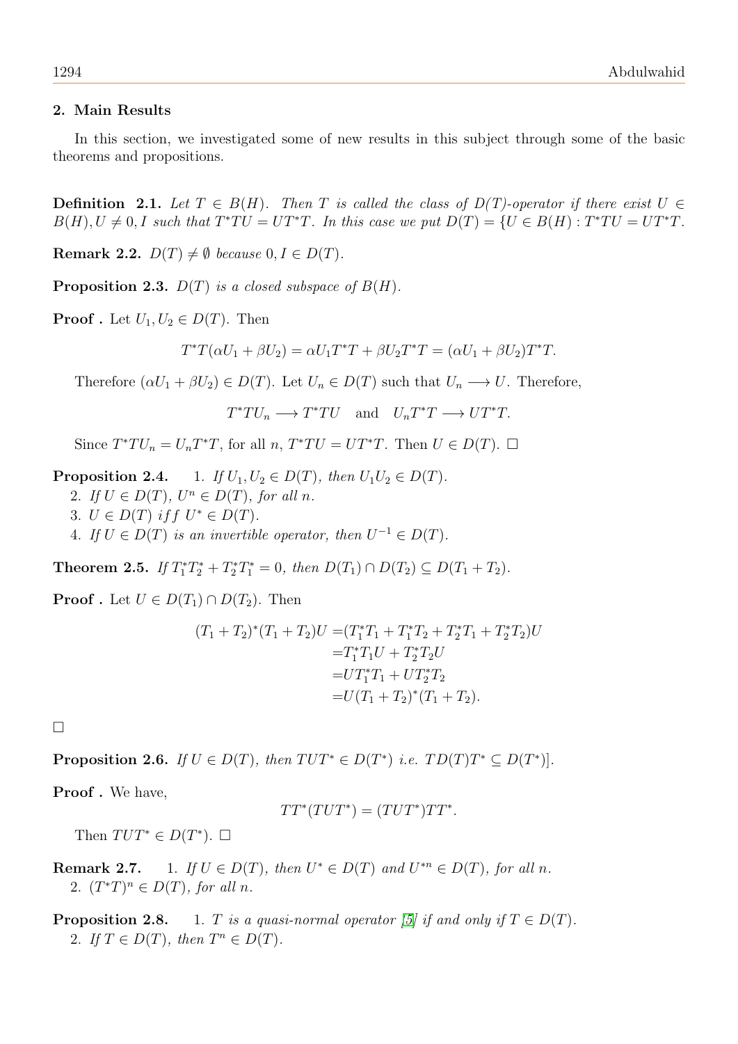## 2. Main Results

In this section, we investigated some of new results in this subject through some of the basic theorems and propositions.

**Definition 2.1.** *Let $T \in B(H)$. Then $T$ is called the class of $D(T)$-operator if there exist $U \in B(H), U \neq 0, I$ such that $T^*TU = UT^*T$. In this case we put $D(T) = \{U \in B(H) : T^*TU = UT^*T$.*

**Remark 2.2.** *$D(T) \neq \emptyset$ because $0, I \in D(T)$.*

**Proposition 2.3.** *$D(T)$ is a closed subspace of $B(H)$.*

**Proof .** Let $U_1, U_2 \in D(T)$. Then

$$T^*T(\alpha U_1 + \beta U_2) = \alpha U_1 T^*T + \beta U_2 T^*T = (\alpha U_1 + \beta U_2)T^*T.$$

Therefore $(\alpha U_1 + \beta U_2) \in D(T)$. Let $U_n \in D(T)$ such that $U_n \longrightarrow U$. Therefore,

$$T^*TU_n \longrightarrow T^*TU \quad \text{and} \quad U_nT^*T \longrightarrow UT^*T.$$

Since $T^*TU_n = U_nT^*T$, for all $n$, $T^*TU = UT^*T$. Then $U \in D(T)$. □

**Proposition 2.4.**
1. *If $U_1, U_2 \in D(T)$, then $U_1U_2 \in D(T)$.*
2. *If $U \in D(T)$, $U^n \in D(T)$, for all $n$.*
3. *$U \in D(T)$ iff $U^* \in D(T)$.*
4. *If $U \in D(T)$ is an invertible operator, then $U^{-1} \in D(T)$.*

**Theorem 2.5.** *If $T_1^*T_2^* + T_2^*T_1^* = 0$, then $D(T_1) \cap D(T_2) \subseteq D(T_1 + T_2)$.*

**Proof .** Let $U \in D(T_1) \cap D(T_2)$. Then

$$\begin{aligned}(T_1 + T_2)^*(T_1 + T_2)U =&(T_1^*T_1 + T_1^*T_2 + T_2^*T_1 + T_2^*T_2)U \\ =&T_1^*T_1U + T_2^*T_2U \\ =&UT_1^*T_1 + UT_2^*T_2 \\ =&U(T_1 + T_2)^*(T_1 + T_2).\end{aligned}$$

□

**Proposition 2.6.** *If $U \in D(T)$, then $TUT^* \in D(T^*)$ i.e. $TD(T)T^* \subseteq D(T^*)$].*

**Proof .** We have,

$$TT^*(TUT^*) = (TUT^*)TT^*.$$

Then $TUT^* \in D(T^*)$. □

**Remark 2.7.**
1. *If $U \in D(T)$, then $U^* \in D(T)$ and $U^{*n} \in D(T)$, for all $n$.*
2. *$(T^*T)^n \in D(T)$, for all $n$.*

**Proposition 2.8.**
1. *$T$ is a quasi-normal operator [5] if and only if $T \in D(T)$.*
2. *If $T \in D(T)$, then $T^n \in D(T)$.*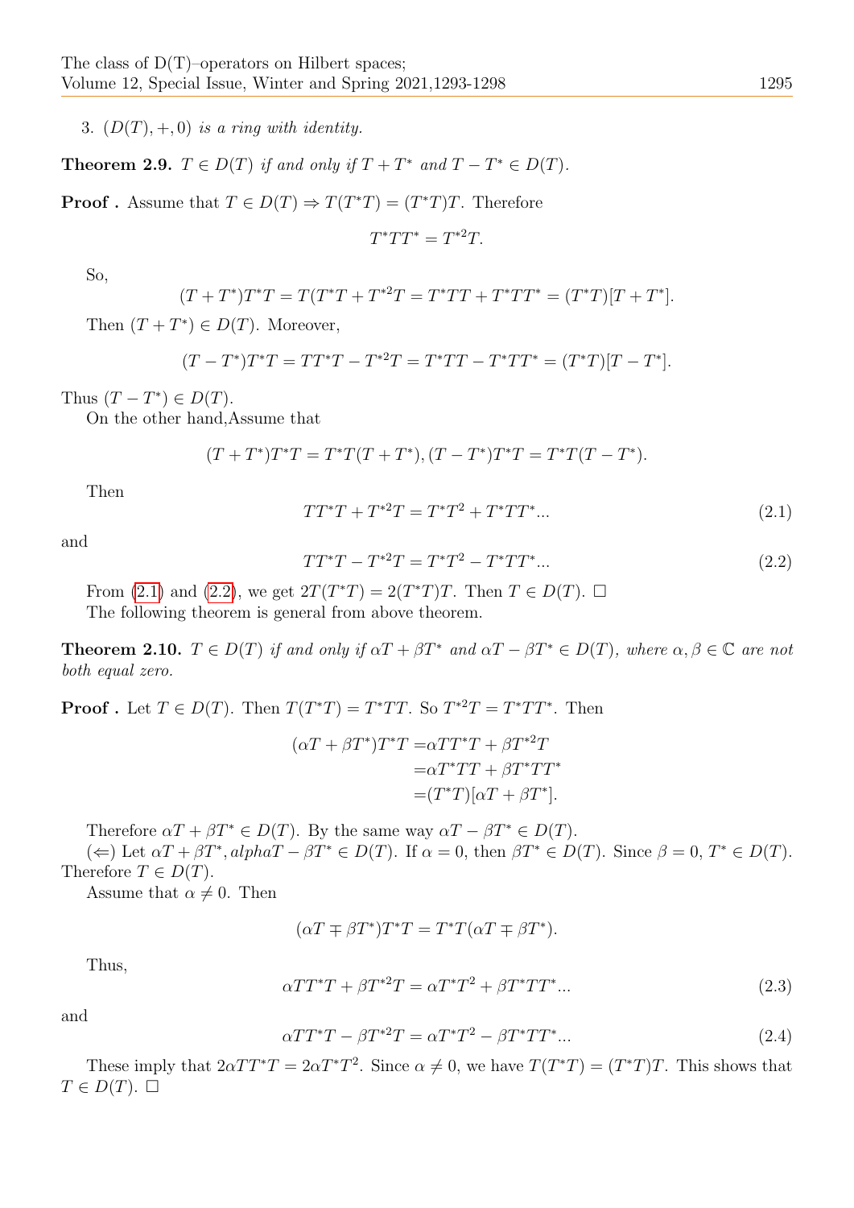3. $(D(T), +, 0)$ *is a ring with identity.*

**Theorem 2.9.** *$T \in D(T)$ if and only if $T + T^*$ and $T - T^* \in D(T)$.*

**Proof .** Assume that $T \in D(T) \Rightarrow T(T^*T) = (T^*T)T$. Therefore

$$T^*TT^* = T^{*2}T.$$

So,

$$(T + T^*)T^*T = T(T^*T + T^{*2}T = T^*TT + T^*TT^* = (T^*T)[T + T^*].$$

Then $(T + T^*) \in D(T)$. Moreover,

$$(T - T^*)T^*T = TT^*T - T^{*2}T = T^*TT - T^*TT^* = (T^*T)[T - T^*].$$

Thus $(T - T^*) \in D(T)$.

On the other hand,Assume that

$$(T + T^*)T^*T = T^*T(T + T^*), (T - T^*)T^*T = T^*T(T - T^*).$$

Then

$$TT^*T + T^{*2}T = T^*T^2 + T^*TT^* ... \tag{2.1}$$

and

$$TT^*T - T^{*2}T = T^*T^2 - T^*TT^* ... \tag{2.2}$$

From (2.1) and (2.2), we get $2T(T^*T) = 2(T^*T)T$. Then $T \in D(T)$. $\square$

The following theorem is general from above theorem.

**Theorem 2.10.** *$T \in D(T)$ if and only if $\alpha T + \beta T^*$ and $\alpha T - \beta T^* \in D(T)$, where $\alpha, \beta \in \mathbb{C}$ are not both equal zero.*

**Proof .** Let $T \in D(T)$. Then $T(T^*T) = T^*TT$. So $T^{*2}T = T^*TT^*$. Then

$$\begin{aligned}(\alpha T + \beta T^*)T^*T =& \alpha TT^*T + \beta T^{*2}T \\ =& \alpha T^*TT + \beta T^*TT^* \\ =& (T^*T)[\alpha T + \beta T^*].\end{aligned}$$

Therefore $\alpha T + \beta T^* \in D(T)$. By the same way $\alpha T - \beta T^* \in D(T)$.

($\Leftarrow$) Let $\alpha T + \beta T^*, alpha T - \beta T^* \in D(T)$. If $\alpha = 0$, then $\beta T^* \in D(T)$. Since $\beta = 0$, $T^* \in D(T)$. Therefore $T \in D(T)$.

Assume that $\alpha \neq 0$. Then

$$(\alpha T \mp \beta T^*)T^*T = T^*T(\alpha T \mp \beta T^*).$$

Thus,

$$\alpha TT^*T + \beta T^{*2}T = \alpha T^*T^2 + \beta T^*TT^* ... \tag{2.3}$$

and

$$\alpha TT^*T - \beta T^{*2}T = \alpha T^*T^2 - \beta T^*TT^* ... \tag{2.4}$$

These imply that $2\alpha TT^*T = 2\alpha T^*T^2$. Since $\alpha \neq 0$, we have $T(T^*T) = (T^*T)T$. This shows that $T \in D(T)$. $\square$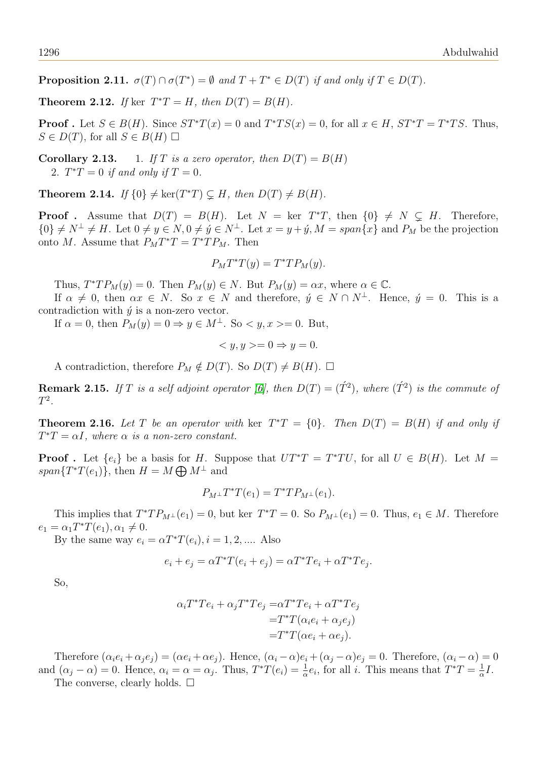**Proposition 2.11.** *$\sigma(T) \cap \sigma(T^*) = \emptyset$ and $T + T^* \in D(T)$ if and only if $T \in D(T)$.*

**Theorem 2.12.** *If $\ker\ T^*T = H$, then $D(T) = B(H)$.*

**Proof .** Let $S \in B(H)$. Since $ST^*T(x) = 0$ and $T^*TS(x) = 0$, for all $x \in H$, $ST^*T = T^*TS$. Thus, $S \in D(T)$, for all $S \in B(H)$ □

**Corollary 2.13.** 1. *If $T$ is a zero operator, then $D(T) = B(H)$*
2. *$T^*T = 0$ if and only if $T = 0$.*

**Theorem 2.14.** *If $\{0\} \neq \ker(T^*T) \subsetneq H$, then $D(T) \neq B(H)$.*

**Proof .** Assume that $D(T) = B(H)$. Let $N = \ker\ T^*T$, then $\{0\} \neq N \subsetneq H$. Therefore, $\{0\} \neq N^\perp \neq H$. Let $0 \neq y \in N, 0 \neq \acute{y} \in N^\perp$. Let $x = y + \acute{y}, M = span\{x\}$ and $P_M$ be the projection onto $M$. Assume that $P_M T^*T = T^*TP_M$. Then

$$P_M T^*T(y) = T^*TP_M(y).$$

Thus, $T^*TP_M(y) = 0$. Then $P_M(y) \in N$. But $P_M(y) = \alpha x$, where $\alpha \in \mathbb{C}$.

If $\alpha \neq 0$, then $\alpha x \in N$. So $x \in N$ and therefore, $\acute{y} \in N \cap N^\perp$. Hence, $\acute{y} = 0$. This is a contradiction with $\acute{y}$ is a non-zero vector.

If $\alpha = 0$, then $P_M(y) = 0 \Rightarrow y \in M^\perp$. So $< y, x >= 0$. But,

$$< y, y >= 0 \Rightarrow y = 0.$$

A contradiction, therefore $P_M \notin D(T)$. So $D(T) \neq B(H)$. □

**Remark 2.15.** *If $T$ is a self adjoint operator [6], then $D(T) = (\acute{T}^2)$, where $(\acute{T}^2)$ is the commute of $T^2$.*

**Theorem 2.16.** *Let $T$ be an operator with $\ker\ T^*T = \{0\}$. Then $D(T) = B(H)$ if and only if $T^*T = \alpha I$, where $\alpha$ is a non-zero constant.*

**Proof .** Let $\{e_i\}$ be a basis for $H$. Suppose that $UT^*T = T^*TU$, for all $U \in B(H)$. Let $M = span\{T^*T(e_1)\}$, then $H = M \bigoplus M^\perp$ and

$$P_{M^\perp} T^*T(e_1) = T^*TP_{M^\perp}(e_1).$$

This implies that $T^*TP_{M^\perp}(e_1) = 0$, but $\ker\ T^*T = 0$. So $P_{M^\perp}(e_1) = 0$. Thus, $e_1 \in M$. Therefore $e_1 = \alpha_1 T^*T(e_1), \alpha_1 \neq 0$.

By the same way $e_i = \alpha T^*T(e_i), i = 1, 2, ....$ Also

$$e_i + e_j = \alpha T^*T(e_i + e_j) = \alpha T^*Te_i + \alpha T^*Te_j.$$

So,

$$\begin{aligned}
\alpha_i T^*Te_i + \alpha_j T^*Te_j =& \alpha T^*Te_i + \alpha T^*Te_j \\
=& T^*T(\alpha_i e_i + \alpha_j e_j) \\
=& T^*T(\alpha e_i + \alpha e_j).
\end{aligned}$$

Therefore $(\alpha_i e_i + \alpha_j e_j) = (\alpha e_i + \alpha e_j)$. Hence, $(\alpha_i - \alpha)e_i + (\alpha_j - \alpha)e_j = 0$. Therefore, $(\alpha_i - \alpha) = 0$ and $(\alpha_j - \alpha) = 0$. Hence, $\alpha_i = \alpha = \alpha_j$. Thus, $T^*T(e_i) = \frac{1}{\alpha}e_i$, for all $i$. This means that $T^*T = \frac{1}{\alpha}I$.

The converse, clearly holds. □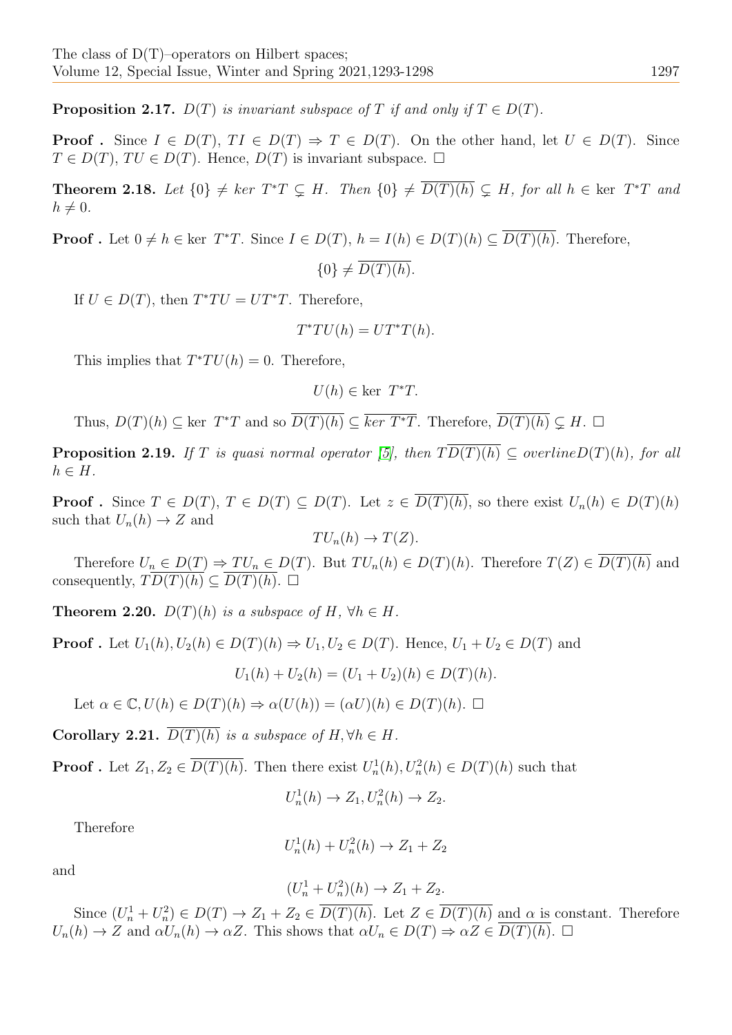**Proposition 2.17.** *$D(T)$ is invariant subspace of $T$ if and only if $T \in D(T)$.*

**Proof .** Since $I \in D(T)$, $TI \in D(T) \Rightarrow T \in D(T)$. On the other hand, let $U \in D(T)$. Since $T \in D(T)$, $TU \in D(T)$. Hence, $D(T)$ is invariant subspace. $\square$

**Theorem 2.18.** *Let $\{0\} \neq ker\ T^*T \subsetneq H$. Then $\{0\} \neq \overline{D(T)(h)} \subsetneq H$, for all $h \in \ker\ T^*T$ and $h \neq 0$.*

**Proof .** Let $0 \neq h \in \ker\ T^*T$. Since $I \in D(T)$, $h = I(h) \in D(T)(h) \subseteq \overline{D(T)(h)}$. Therefore,

$$\{0\} \neq \overline{D(T)(h)}.$$

If $U \in D(T)$, then $T^*TU = UT^*T$. Therefore,

$$T^*TU(h) = UT^*T(h).$$

This implies that $T^*TU(h) = 0$. Therefore,

$$U(h) \in \ker\ T^*T.$$

Thus, $D(T)(h) \subseteq \ker\ T^*T$ and so $\overline{D(T)(h)} \subseteq \overline{ker\ T^*T}$. Therefore, $\overline{D(T)(h)} \subsetneq H$. $\square$

**Proposition 2.19.** *If $T$ is quasi normal operator [5], then $T\overline{D(T)(h)} \subseteq overline D(T)(h)$, for all $h \in H$.*

**Proof .** Since $T \in D(T)$, $T \in D(T) \subseteq D(T)$. Let $z \in \overline{D(T)(h)}$, so there exist $U_n(h) \in D(T)(h)$ such that $U_n(h) \to Z$ and

$$TU_n(h) \to T(Z).$$

Therefore $U_n \in D(T) \Rightarrow TU_n \in D(T)$. But $TU_n(h) \in D(T)(h)$. Therefore $T(Z) \in \overline{D(T)(h)}$ and consequently, $T\overline{D(T)(h)} \subseteq \overline{D(T)(h)}$. $\square$

**Theorem 2.20.** *$D(T)(h)$ is a subspace of $H$, $\forall h \in H$.*

**Proof .** Let $U_1(h), U_2(h) \in D(T)(h) \Rightarrow U_1, U_2 \in D(T)$. Hence, $U_1 + U_2 \in D(T)$ and

$$U_1(h) + U_2(h) = (U_1 + U_2)(h) \in D(T)(h).$$

Let $\alpha \in \mathbb{C}, U(h) \in D(T)(h) \Rightarrow \alpha(U(h)) = (\alpha U)(h) \in D(T)(h)$. $\square$

**Corollary 2.21.** *$\overline{D(T)(h)}$ is a subspace of $H, \forall h \in H$.*

**Proof .** Let $Z_1, Z_2 \in \overline{D(T)(h)}$. Then there exist $U_n^1(h), U_n^2(h) \in D(T)(h)$ such that

$$U_n^1(h) \to Z_1, U_n^2(h) \to Z_2.$$

Therefore

$$U_n^1(h) + U_n^2(h) \to Z_1 + Z_2$$

and

$$(U_n^1 + U_n^2)(h) \to Z_1 + Z_2.$$

Since $(U_n^1 + U_n^2) \in D(T) \to Z_1 + Z_2 \in \overline{D(T)(h)}$. Let $Z \in \overline{D(T)(h)}$ and $\alpha$ is constant. Therefore $U_n(h) \to Z$ and $\alpha U_n(h) \to \alpha Z$. This shows that $\alpha U_n \in D(T) \Rightarrow \alpha Z \in \overline{D(T)(h)}$. $\square$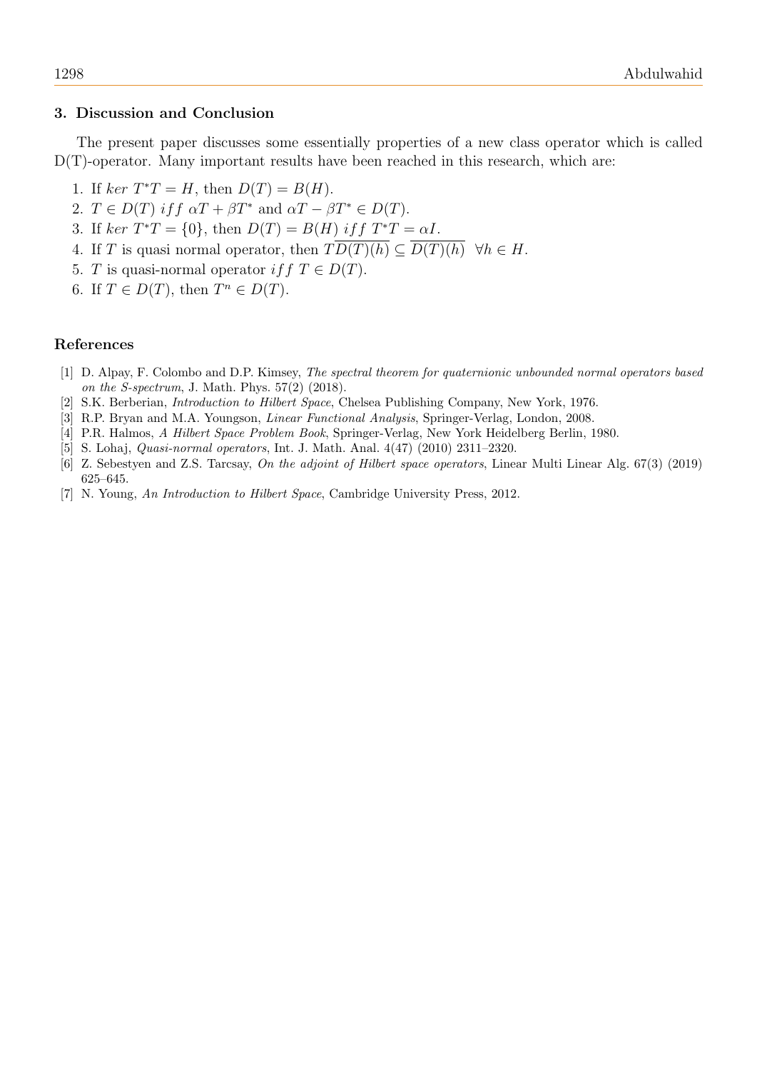## 3. Discussion and Conclusion

The present paper discusses some essentially properties of a new class operator which is called D(T)-operator. Many important results have been reached in this research, which are:

1. If $ker\ T^{*}T = H$, then $D(T) = B(H)$.
2. $T \in D(T)\ iff\ \alpha T + \beta T^{*}$ and $\alpha T - \beta T^{*} \in D(T)$.
3. If $ker\ T^{*}T = \{0\}$, then $D(T) = B(H)\ iff\ T^{*}T = \alpha I$.
4. If $T$ is quasi normal operator, then $T\overline{D(T)(h)} \subseteq \overline{D(T)(h)}\ \ \forall h \in H$.
5. $T$ is quasi-normal operator $iff\ T \in D(T)$.
6. If $T \in D(T)$, then $T^{n} \in D(T)$.

## References

[1] D. Alpay, F. Colombo and D.P. Kimsey, *The spectral theorem for quaternionic unbounded normal operators based on the S-spectrum*, J. Math. Phys. 57(2) (2018).

[2] S.K. Berberian, *Introduction to Hilbert Space*, Chelsea Publishing Company, New York, 1976.

[3] R.P. Bryan and M.A. Youngson, *Linear Functional Analysis*, Springer-Verlag, London, 2008.

[4] P.R. Halmos, *A Hilbert Space Problem Book*, Springer-Verlag, New York Heidelberg Berlin, 1980.

[5] S. Lohaj, *Quasi-normal operators*, Int. J. Math. Anal. 4(47) (2010) 2311–2320.

[6] Z. Sebestyen and Z.S. Tarcsay, *On the adjoint of Hilbert space operators*, Linear Multi Linear Alg. 67(3) (2019) 625–645.

[7] N. Young, *An Introduction to Hilbert Space*, Cambridge University Press, 2012.